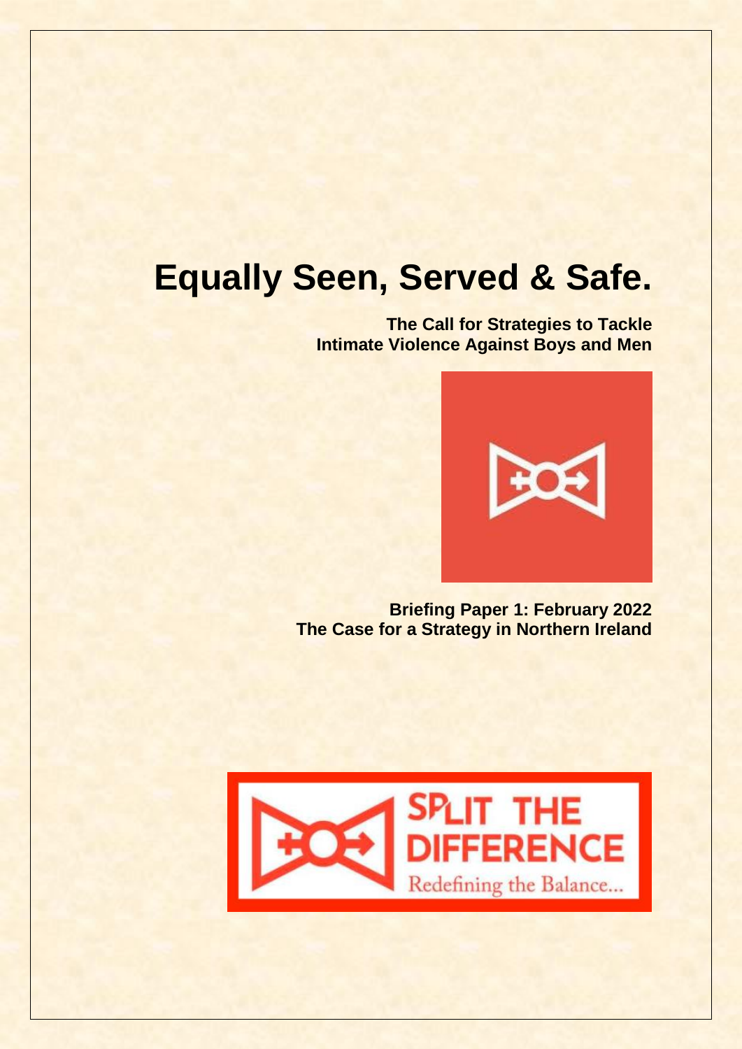# Equally Seen, Served & Safe.

**The Call for Strategies to Tackle Intimate Violence Against Boys and Men**

**Briefing Paper 1: February 2022**
**The Case for a Strategy in Northern Ireland**

SPLIT THE DIFFERENCE
Redefining the Balance...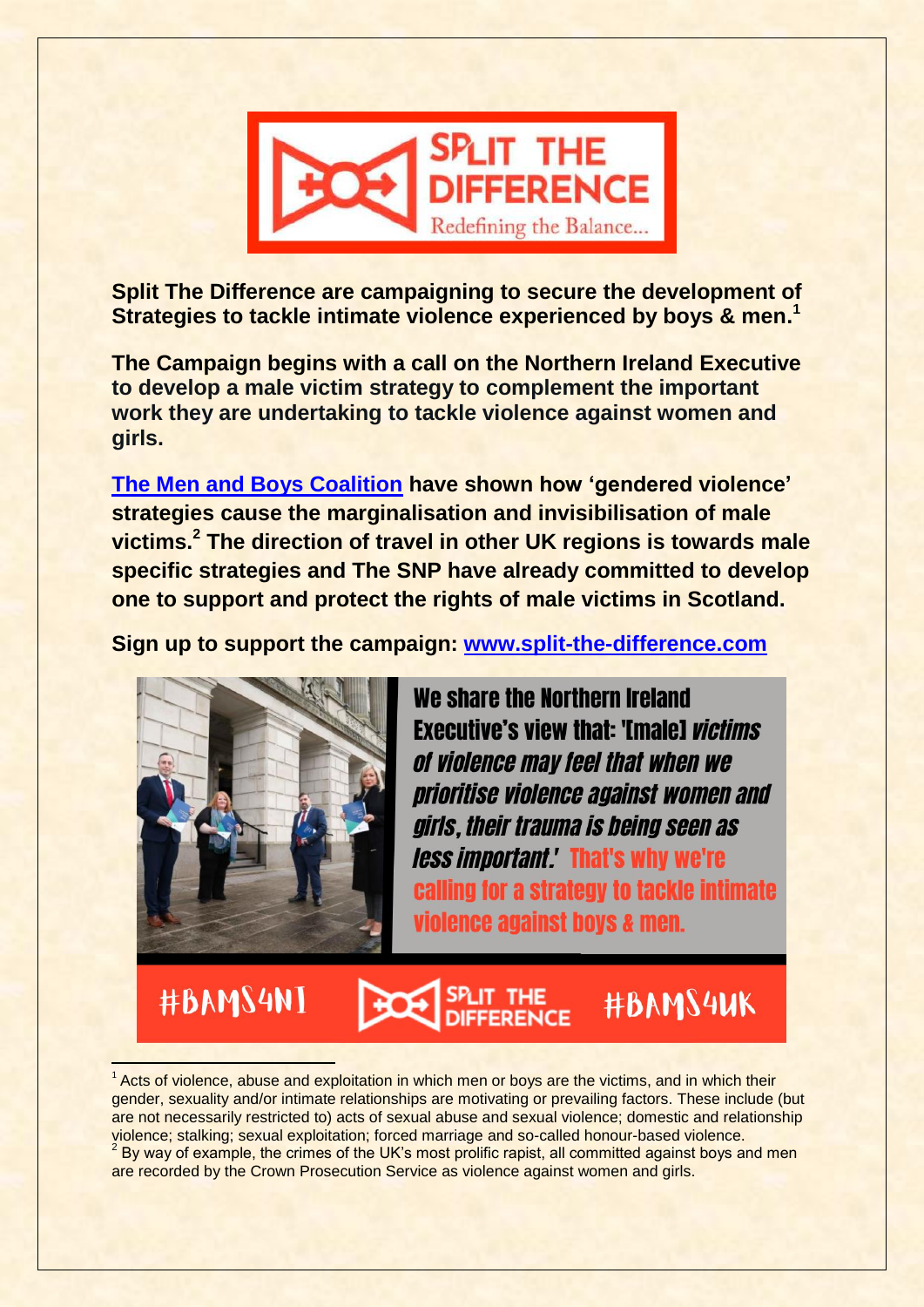**Split The Difference are campaigning to secure the development of Strategies to tackle intimate violence experienced by boys & men.[1]**

**The Campaign begins with a call on the Northern Ireland Executive to develop a male victim strategy to complement the important work they are undertaking to tackle violence against women and girls.**

**[The Men and Boys Coalition](#) have shown how 'gendered violence' strategies cause the marginalisation and invisibilisation of male victims.[2] The direction of travel in other UK regions is towards male specific strategies and The SNP have already committed to develop one to support and protect the rights of male victims in Scotland.**

**Sign up to support the campaign: [www.split-the-difference.com](http://www.split-the-difference.com)**

We share the Northern Ireland Executive's view that: '[male] *victims of violence may feel that when we prioritise violence against women and girls, their trauma is being seen as less important.'* That's why we're calling for a strategy to tackle intimate violence against boys & men.

#BAMS4NI #BAMS4UK

---

[1] Acts of violence, abuse and exploitation in which men or boys are the victims, and in which their gender, sexuality and/or intimate relationships are motivating or prevailing factors. These include (but are not necessarily restricted to) acts of sexual abuse and sexual violence; domestic and relationship violence; stalking; sexual exploitation; forced marriage and so-called honour-based violence.

[2] By way of example, the crimes of the UK's most prolific rapist, all committed against boys and men are recorded by the Crown Prosecution Service as violence against women and girls.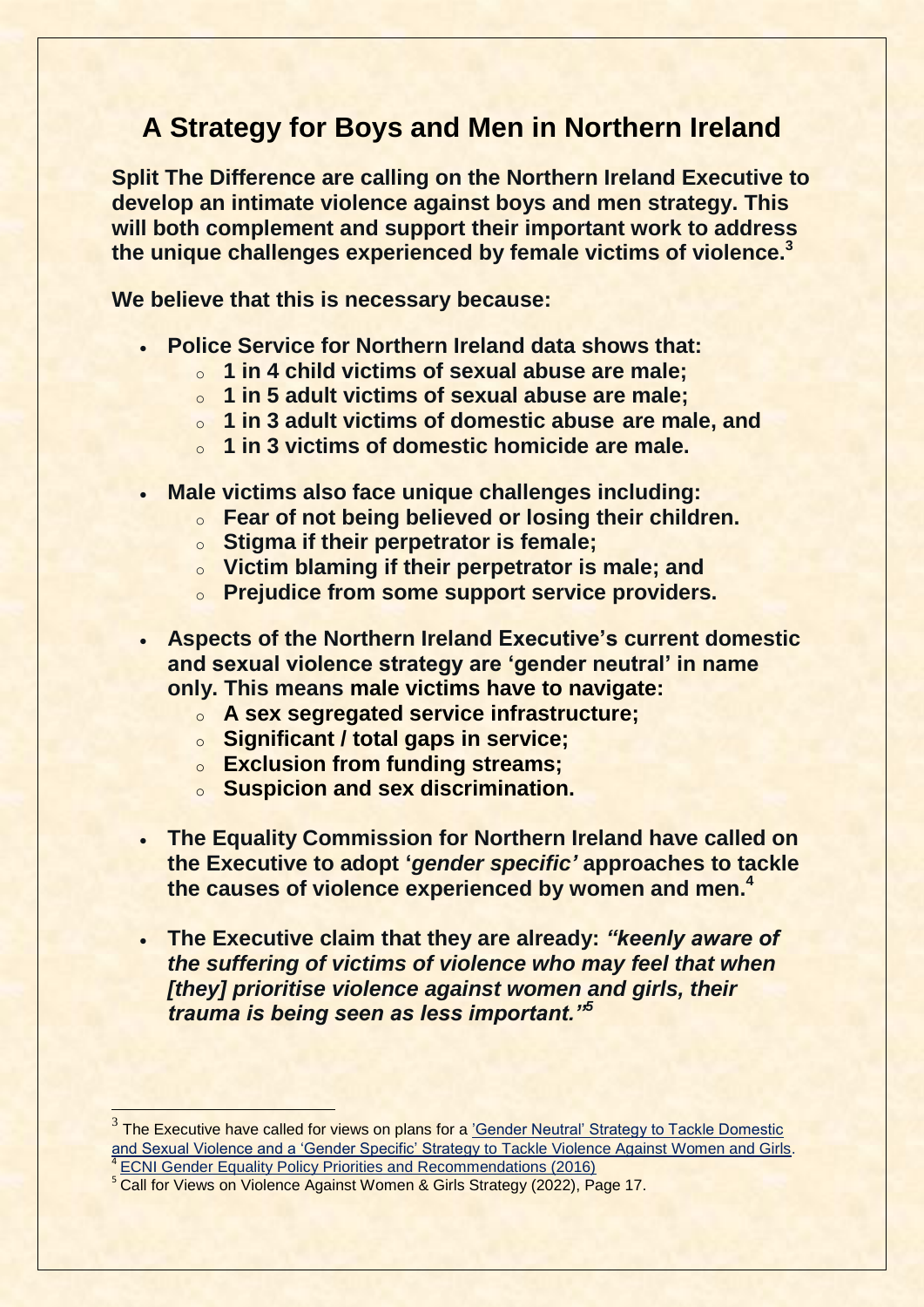## A Strategy for Boys and Men in Northern Ireland

**Split The Difference are calling on the Northern Ireland Executive to develop an intimate violence against boys and men strategy. This will both complement and support their important work to address the unique challenges experienced by female victims of violence.[3]**

**We believe that this is necessary because:**

- **Police Service for Northern Ireland data shows that:**
  - **1 in 4 child victims of sexual abuse are male;**
  - **1 in 5 adult victims of sexual abuse are male;**
  - **1 in 3 adult victims of domestic abuse are male, and**
  - **1 in 3 victims of domestic homicide are male.**
- **Male victims also face unique challenges including:**
  - **Fear of not being believed or losing their children.**
  - **Stigma if their perpetrator is female;**
  - **Victim blaming if their perpetrator is male; and**
  - **Prejudice from some support service providers.**
- **Aspects of the Northern Ireland Executive's current domestic and sexual violence strategy are 'gender neutral' in name only. This means male victims have to navigate:**
  - **A sex segregated service infrastructure;**
  - **Significant / total gaps in service;**
  - **Exclusion from funding streams;**
  - **Suspicion and sex discrimination.**
- **The Equality Commission for Northern Ireland have called on the Executive to adopt '*gender specific'* approaches to tackle the causes of violence experienced by women and men.[4]**
- **The Executive claim that they are already: *"keenly aware of the suffering of victims of violence who may feel that when [they] prioritise violence against women and girls, their trauma is being seen as less important."[5]***

---

[3] The Executive have called for views on plans for a 'Gender Neutral' Strategy to Tackle Domestic and Sexual Violence and a 'Gender Specific' Strategy to Tackle Violence Against Women and Girls.

[4] ECNI Gender Equality Policy Priorities and Recommendations (2016)

[5] Call for Views on Violence Against Women & Girls Strategy (2022), Page 17.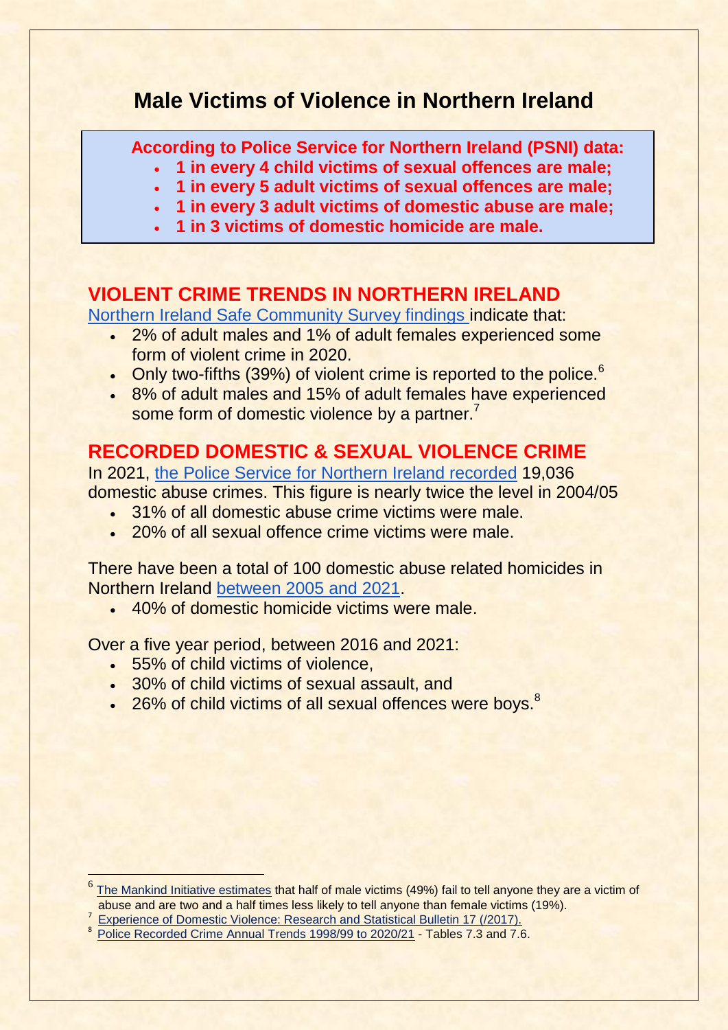# Male Victims of Violence in Northern Ireland

> **According to Police Service for Northern Ireland (PSNI) data:**
> - **1 in every 4 child victims of sexual offences are male;**
> - **1 in every 5 adult victims of sexual offences are male;**
> - **1 in every 3 adult victims of domestic abuse are male;**
> - **1 in 3 victims of domestic homicide are male.**

## VIOLENT CRIME TRENDS IN NORTHERN IRELAND

Northern Ireland Safe Community Survey findings indicate that:

- 2% of adult males and 1% of adult females experienced some form of violent crime in 2020.
- Only two-fifths (39%) of violent crime is reported to the police.[6]
- 8% of adult males and 15% of adult females have experienced some form of domestic violence by a partner.[7]

## RECORDED DOMESTIC & SEXUAL VIOLENCE CRIME

In 2021, the Police Service for Northern Ireland recorded 19,036 domestic abuse crimes. This figure is nearly twice the level in 2004/05

- 31% of all domestic abuse crime victims were male.
- 20% of all sexual offence crime victims were male.

There have been a total of 100 domestic abuse related homicides in Northern Ireland between 2005 and 2021.

- 40% of domestic homicide victims were male.

Over a five year period, between 2016 and 2021:

- 55% of child victims of violence,
- 30% of child victims of sexual assault, and
- 26% of child victims of all sexual offences were boys.[8]

---

[6] The Mankind Initiative estimates that half of male victims (49%) fail to tell anyone they are a victim of abuse and are two and a half times less likely to tell anyone than female victims (19%).

[7] Experience of Domestic Violence: Research and Statistical Bulletin 17 (/2017).

[8] Police Recorded Crime Annual Trends 1998/99 to 2020/21 - Tables 7.3 and 7.6.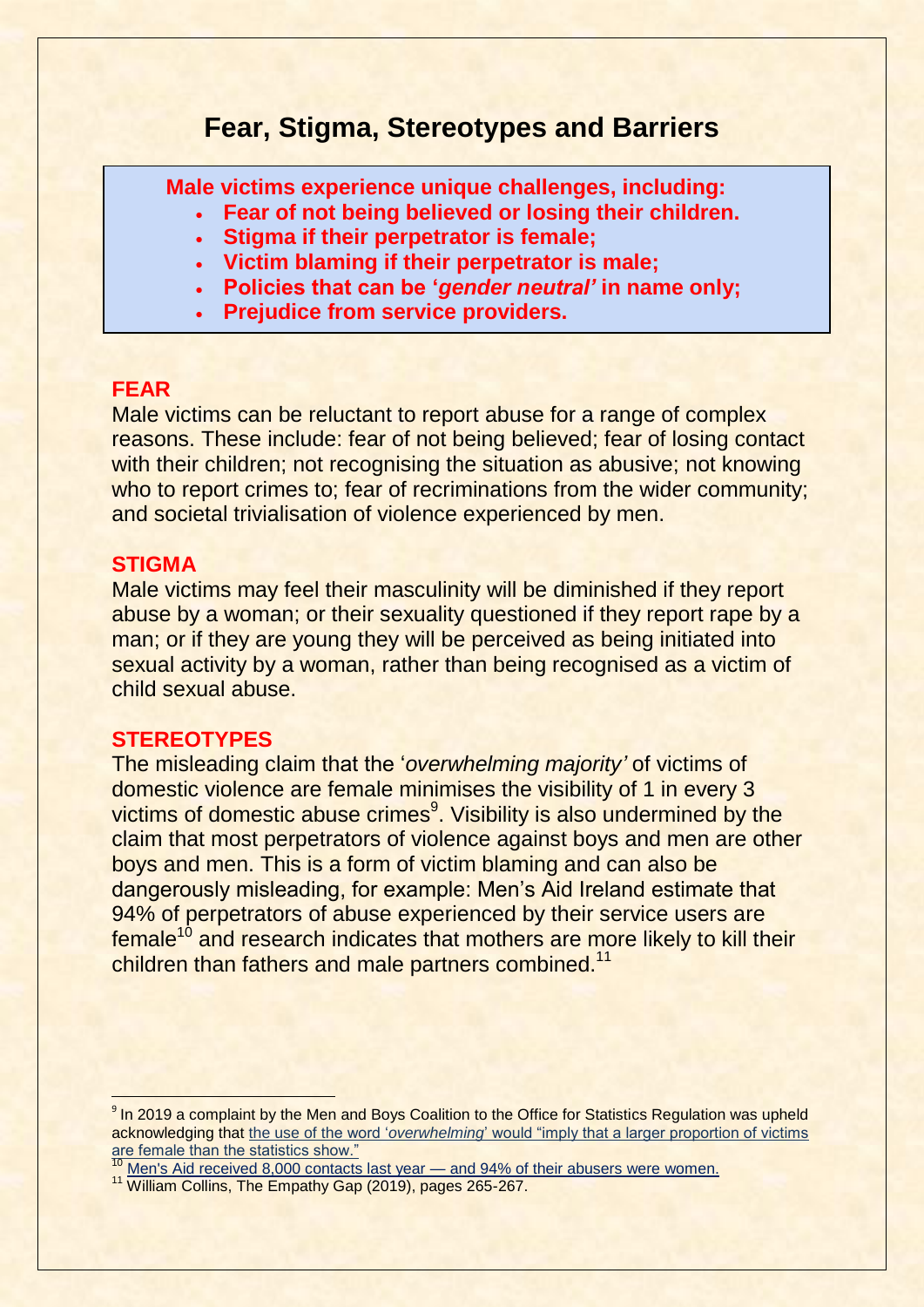# Fear, Stigma, Stereotypes and Barriers

**Male victims experience unique challenges, including:**

- **Fear of not being believed or losing their children.**
- **Stigma if their perpetrator is female;**
- **Victim blaming if their perpetrator is male;**
- **Policies that can be '*gender neutral*' in name only;**
- **Prejudice from service providers.**

## FEAR

Male victims can be reluctant to report abuse for a range of complex reasons. These include: fear of not being believed; fear of losing contact with their children; not recognising the situation as abusive; not knowing who to report crimes to; fear of recriminations from the wider community; and societal trivialisation of violence experienced by men.

## STIGMA

Male victims may feel their masculinity will be diminished if they report abuse by a woman; or their sexuality questioned if they report rape by a man; or if they are young they will be perceived as being initiated into sexual activity by a woman, rather than being recognised as a victim of child sexual abuse.

## STEREOTYPES

The misleading claim that the '*overwhelming majority'* of victims of domestic violence are female minimises the visibility of 1 in every 3 victims of domestic abuse crimes[9]. Visibility is also undermined by the claim that most perpetrators of violence against boys and men are other boys and men. This is a form of victim blaming and can also be dangerously misleading, for example: Men's Aid Ireland estimate that 94% of perpetrators of abuse experienced by their service users are female[10] and research indicates that mothers are more likely to kill their children than fathers and male partners combined.[11]

---

[9] In 2019 a complaint by the Men and Boys Coalition to the Office for Statistics Regulation was upheld acknowledging that the use of the word '*overwhelming*' would "imply that a larger proportion of victims are female than the statistics show."

[10] Men's Aid received 8,000 contacts last year — and 94% of their abusers were women.

[11] William Collins, The Empathy Gap (2019), pages 265-267.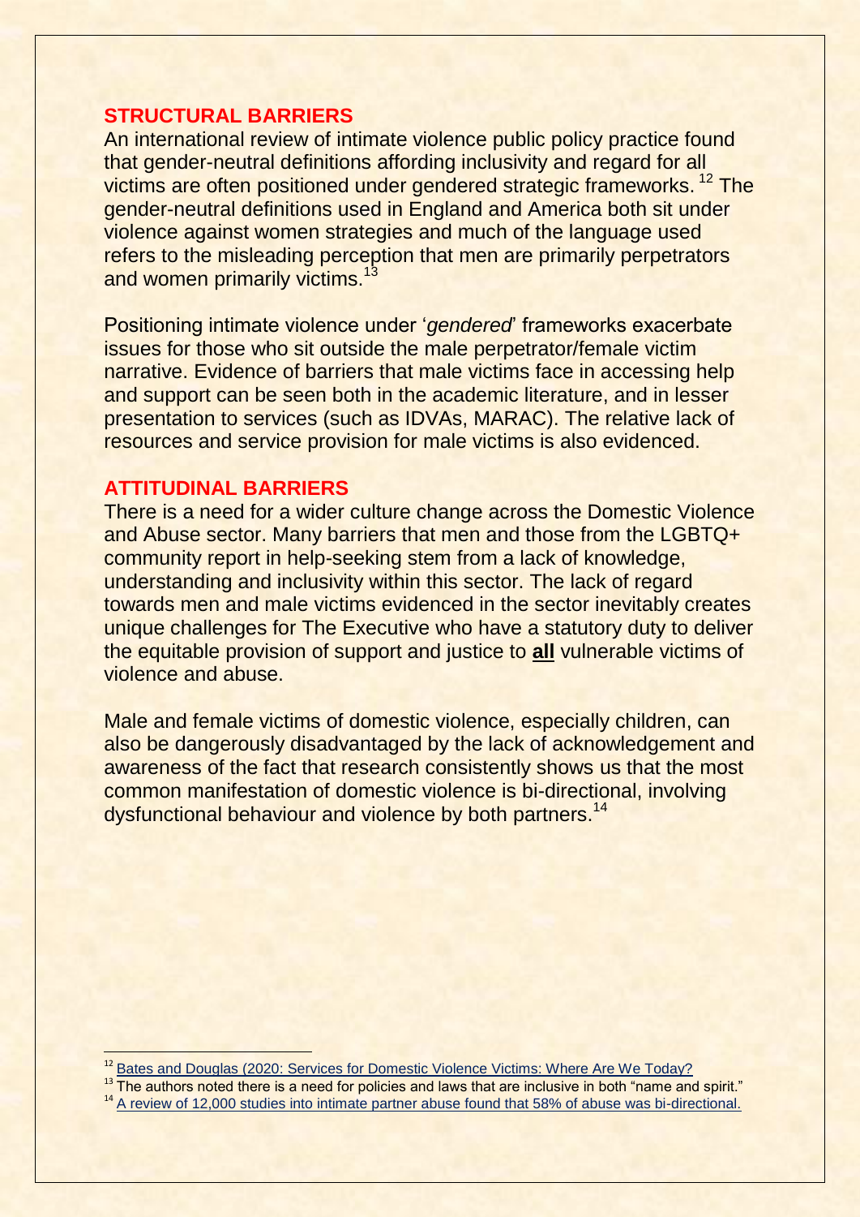## STRUCTURAL BARRIERS

An international review of intimate violence public policy practice found that gender-neutral definitions affording inclusivity and regard for all victims are often positioned under gendered strategic frameworks.[12] The gender-neutral definitions used in England and America both sit under violence against women strategies and much of the language used refers to the misleading perception that men are primarily perpetrators and women primarily victims.[13]

Positioning intimate violence under '*gendered*' frameworks exacerbate issues for those who sit outside the male perpetrator/female victim narrative. Evidence of barriers that male victims face in accessing help and support can be seen both in the academic literature, and in lesser presentation to services (such as IDVAs, MARAC). The relative lack of resources and service provision for male victims is also evidenced.

## ATTITUDINAL BARRIERS

There is a need for a wider culture change across the Domestic Violence and Abuse sector. Many barriers that men and those from the LGBTQ+ community report in help-seeking stem from a lack of knowledge, understanding and inclusivity within this sector. The lack of regard towards men and male victims evidenced in the sector inevitably creates unique challenges for The Executive who have a statutory duty to deliver the equitable provision of support and justice to **all** vulnerable victims of violence and abuse.

Male and female victims of domestic violence, especially children, can also be dangerously disadvantaged by the lack of acknowledgement and awareness of the fact that research consistently shows us that the most common manifestation of domestic violence is bi-directional, involving dysfunctional behaviour and violence by both partners.[14]

---

[12] Bates and Douglas (2020: Services for Domestic Violence Victims: Where Are We Today?

[13] The authors noted there is a need for policies and laws that are inclusive in both "name and spirit."

[14] A review of 12,000 studies into intimate partner abuse found that 58% of abuse was bi-directional.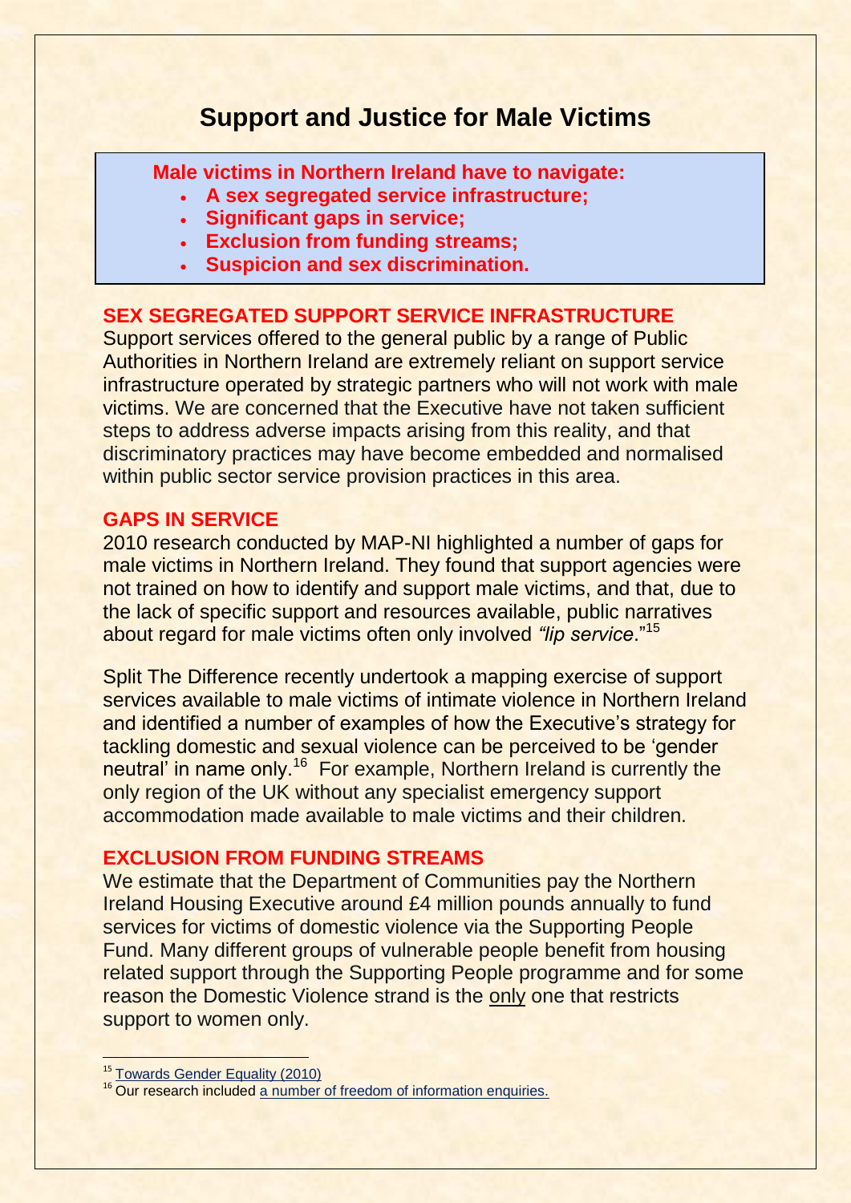# Support and Justice for Male Victims

**Male victims in Northern Ireland have to navigate:**

- **A sex segregated service infrastructure;**
- **Significant gaps in service;**
- **Exclusion from funding streams;**
- **Suspicion and sex discrimination.**

## SEX SEGREGATED SUPPORT SERVICE INFRASTRUCTURE

Support services offered to the general public by a range of Public Authorities in Northern Ireland are extremely reliant on support service infrastructure operated by strategic partners who will not work with male victims. We are concerned that the Executive have not taken sufficient steps to address adverse impacts arising from this reality, and that discriminatory practices may have become embedded and normalised within public sector service provision practices in this area.

## GAPS IN SERVICE

2010 research conducted by MAP-NI highlighted a number of gaps for male victims in Northern Ireland. They found that support agencies were not trained on how to identify and support male victims, and that, due to the lack of specific support and resources available, public narratives about regard for male victims often only involved *"lip service*."[15]

Split The Difference recently undertook a mapping exercise of support services available to male victims of intimate violence in Northern Ireland and identified a number of examples of how the Executive's strategy for tackling domestic and sexual violence can be perceived to be 'gender neutral' in name only.[16] For example, Northern Ireland is currently the only region of the UK without any specialist emergency support accommodation made available to male victims and their children.

## EXCLUSION FROM FUNDING STREAMS

We estimate that the Department of Communities pay the Northern Ireland Housing Executive around £4 million pounds annually to fund services for victims of domestic violence via the Supporting People Fund. Many different groups of vulnerable people benefit from housing related support through the Supporting People programme and for some reason the Domestic Violence strand is the only one that restricts support to women only.

---

[15] Towards Gender Equality (2010)

[16] Our research included a number of freedom of information enquiries.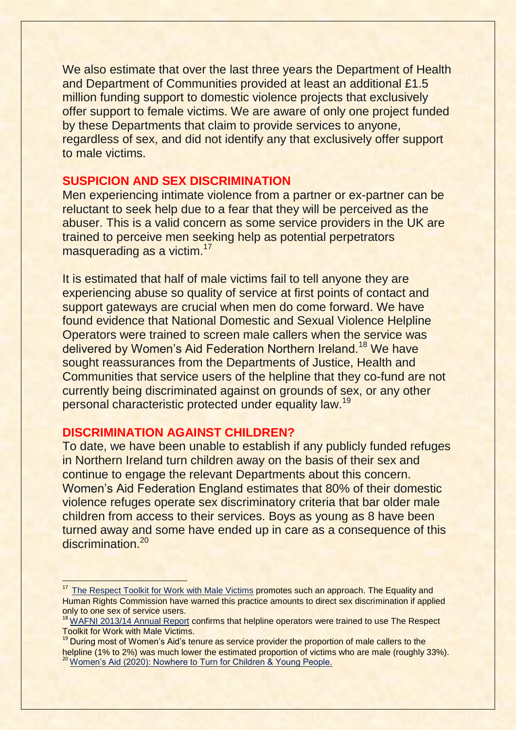We also estimate that over the last three years the Department of Health and Department of Communities provided at least an additional £1.5 million funding support to domestic violence projects that exclusively offer support to female victims. We are aware of only one project funded by these Departments that claim to provide services to anyone, regardless of sex, and did not identify any that exclusively offer support to male victims.

## SUSPICION AND SEX DISCRIMINATION

Men experiencing intimate violence from a partner or ex-partner can be reluctant to seek help due to a fear that they will be perceived as the abuser. This is a valid concern as some service providers in the UK are trained to perceive men seeking help as potential perpetrators masquerading as a victim.[17]

It is estimated that half of male victims fail to tell anyone they are experiencing abuse so quality of service at first points of contact and support gateways are crucial when men do come forward. We have found evidence that National Domestic and Sexual Violence Helpline Operators were trained to screen male callers when the service was delivered by Women's Aid Federation Northern Ireland.[18] We have sought reassurances from the Departments of Justice, Health and Communities that service users of the helpline that they co-fund are not currently being discriminated against on grounds of sex, or any other personal characteristic protected under equality law.[19]

## DISCRIMINATION AGAINST CHILDREN?

To date, we have been unable to establish if any publicly funded refuges in Northern Ireland turn children away on the basis of their sex and continue to engage the relevant Departments about this concern. Women's Aid Federation England estimates that 80% of their domestic violence refuges operate sex discriminatory criteria that bar older male children from access to their services. Boys as young as 8 have been turned away and some have ended up in care as a consequence of this discrimination.[20]

---

[17] The Respect Toolkit for Work with Male Victims promotes such an approach. The Equality and Human Rights Commission have warned this practice amounts to direct sex discrimination if applied only to one sex of service users.

[18] WAFNI 2013/14 Annual Report confirms that helpline operators were trained to use The Respect Toolkit for Work with Male Victims.

[19] During most of Women's Aid's tenure as service provider the proportion of male callers to the helpline (1% to 2%) was much lower the estimated proportion of victims who are male (roughly 33%).

[20] Women's Aid (2020): Nowhere to Turn for Children & Young People.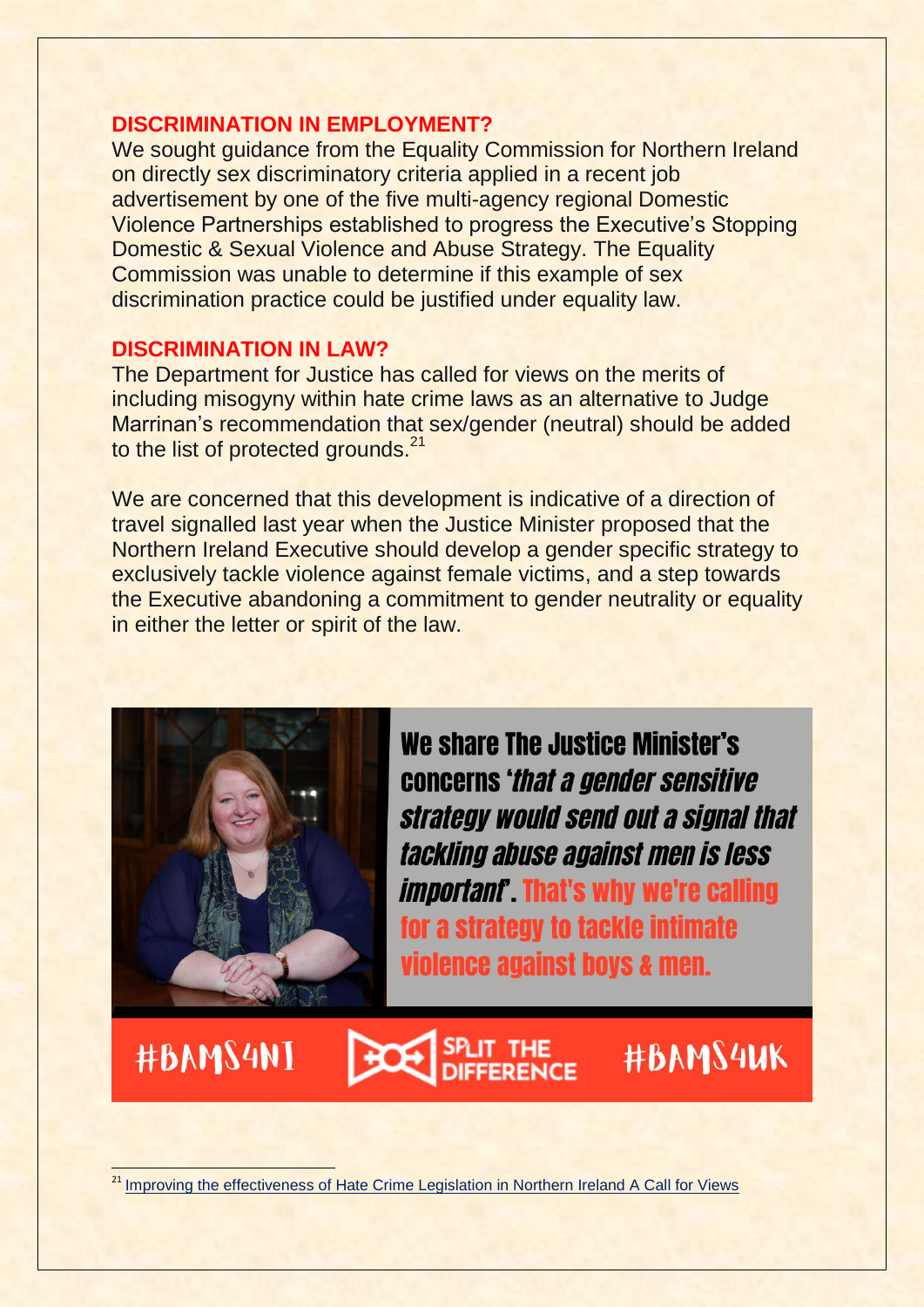## DISCRIMINATION IN EMPLOYMENT?

We sought guidance from the Equality Commission for Northern Ireland on directly sex discriminatory criteria applied in a recent job advertisement by one of the five multi-agency regional Domestic Violence Partnerships established to progress the Executive's Stopping Domestic & Sexual Violence and Abuse Strategy. The Equality Commission was unable to determine if this example of sex discrimination practice could be justified under equality law.

## DISCRIMINATION IN LAW?

The Department for Justice has called for views on the merits of including misogyny within hate crime laws as an alternative to Judge Marrinan's recommendation that sex/gender (neutral) should be added to the list of protected grounds.[21]

We are concerned that this development is indicative of a direction of travel signalled last year when the Justice Minister proposed that the Northern Ireland Executive should develop a gender specific strategy to exclusively tackle violence against female victims, and a step towards the Executive abandoning a commitment to gender neutrality or equality in either the letter or spirit of the law.

**We share The Justice Minister's concerns '*that a gender sensitive strategy would send out a signal that tackling abuse against men is less important*'. That's why we're calling for a strategy to tackle intimate violence against boys & men.**

#BAMS4NI SPLIT THE DIFFERENCE #BAMS4UK

---

[21] Improving the effectiveness of Hate Crime Legislation in Northern Ireland A Call for Views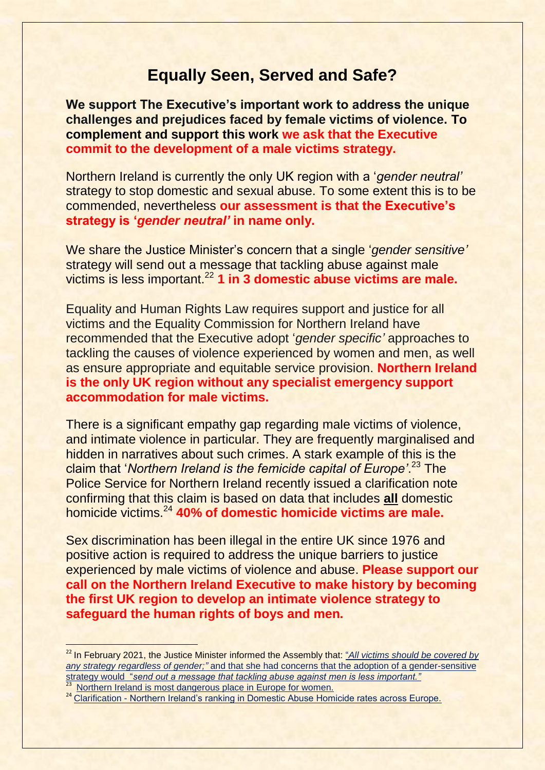# Equally Seen, Served and Safe?

**We support The Executive's important work to address the unique challenges and prejudices faced by female victims of violence. To complement and support this work we ask that the Executive commit to the development of a male victims strategy.**

Northern Ireland is currently the only UK region with a '*gender neutral'* strategy to stop domestic and sexual abuse. To some extent this is to be commended, nevertheless **our assessment is that the Executive's strategy is '*gender neutral'* in name only.**

We share the Justice Minister's concern that a single '*gender sensitive'* strategy will send out a message that tackling abuse against male victims is less important.[22] **1 in 3 domestic abuse victims are male.**

Equality and Human Rights Law requires support and justice for all victims and the Equality Commission for Northern Ireland have recommended that the Executive adopt '*gender specific'* approaches to tackling the causes of violence experienced by women and men, as well as ensure appropriate and equitable service provision. **Northern Ireland is the only UK region without any specialist emergency support accommodation for male victims.**

There is a significant empathy gap regarding male victims of violence, and intimate violence in particular. They are frequently marginalised and hidden in narratives about such crimes. A stark example of this is the claim that '*Northern Ireland is the femicide capital of Europe'*.[23] The Police Service for Northern Ireland recently issued a clarification note confirming that this claim is based on data that includes **all** domestic homicide victims.[24] **40% of domestic homicide victims are male.**

Sex discrimination has been illegal in the entire UK since 1976 and positive action is required to address the unique barriers to justice experienced by male victims of violence and abuse. **Please support our call on the Northern Ireland Executive to make history by becoming the first UK region to develop an intimate violence strategy to safeguard the human rights of boys and men.**

---

[22] In February 2021, the Justice Minister informed the Assembly that: "*All victims should be covered by any strategy regardless of gender;"* and that she had concerns that the adoption of a gender-sensitive strategy would "*send out a message that tackling abuse against men is less important."*

[23] Northern Ireland is most dangerous place in Europe for women.

[24] Clarification - Northern Ireland's ranking in Domestic Abuse Homicide rates across Europe.